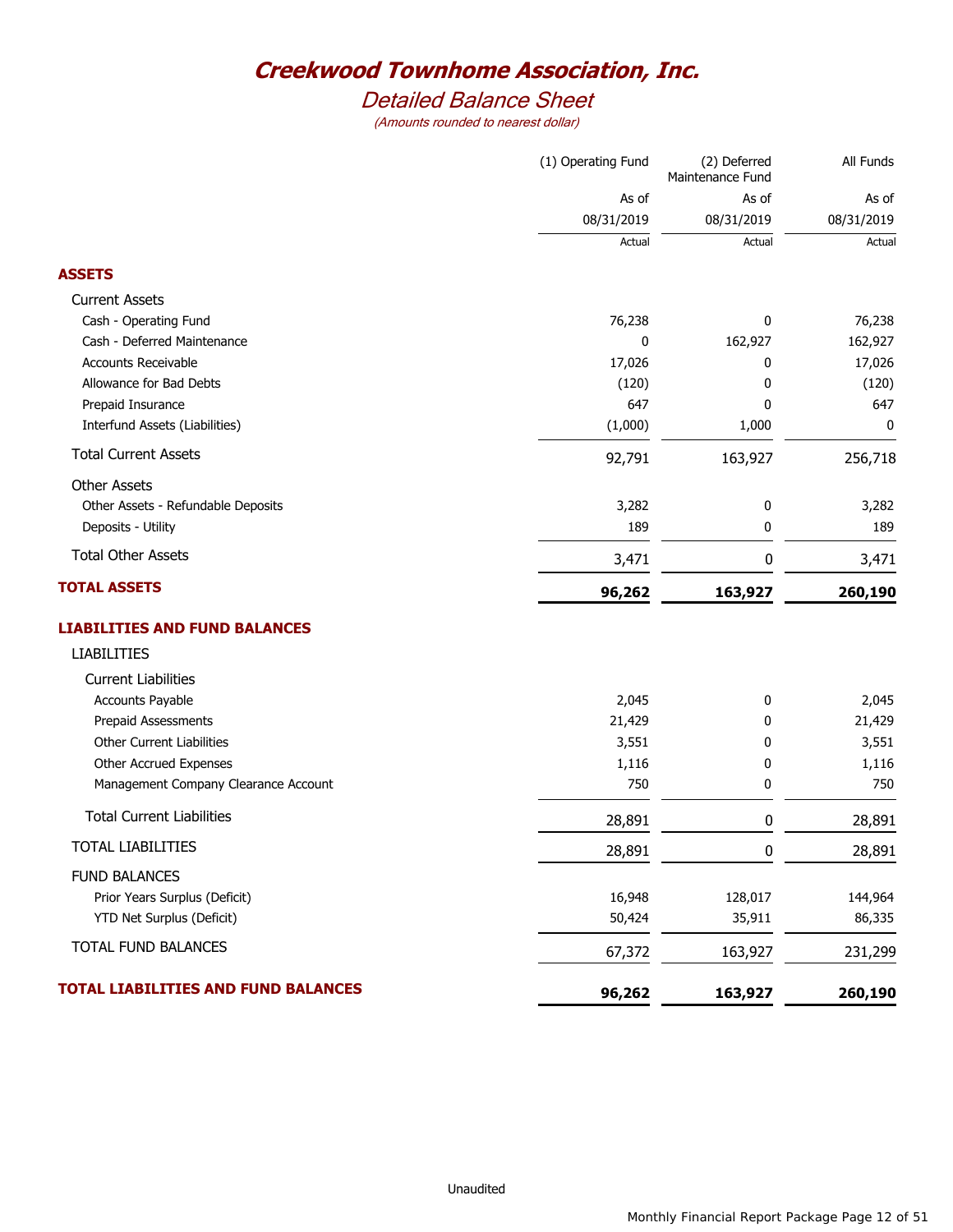# Creekwood Townhome Association, Inc.

## Detailed Balance Sheet

*(Amounts rounded to nearest dollar)*

| | (1) Operating Fund | (2) Deferred Maintenance Fund | All Funds |
|---|---|---|---|
| | As of | As of | As of |
| | 08/31/2019 | 08/31/2019 | 08/31/2019 |
| | Actual | Actual | Actual |
| **ASSETS** | | | |
| Current Assets | | | |
| Cash - Operating Fund | 76,238 | 0 | 76,238 |
| Cash - Deferred Maintenance | 0 | 162,927 | 162,927 |
| Accounts Receivable | 17,026 | 0 | 17,026 |
| Allowance for Bad Debts | (120) | 0 | (120) |
| Prepaid Insurance | 647 | 0 | 647 |
| Interfund Assets (Liabilities) | (1,000) | 1,000 | 0 |
| Total Current Assets | 92,791 | 163,927 | 256,718 |
| Other Assets | | | |
| Other Assets - Refundable Deposits | 3,282 | 0 | 3,282 |
| Deposits - Utility | 189 | 0 | 189 |
| Total Other Assets | 3,471 | 0 | 3,471 |
| **TOTAL ASSETS** | **96,262** | **163,927** | **260,190** |
| **LIABILITIES AND FUND BALANCES** | | | |
| LIABILITIES | | | |
| Current Liabilities | | | |
| Accounts Payable | 2,045 | 0 | 2,045 |
| Prepaid Assessments | 21,429 | 0 | 21,429 |
| Other Current Liabilities | 3,551 | 0 | 3,551 |
| Other Accrued Expenses | 1,116 | 0 | 1,116 |
| Management Company Clearance Account | 750 | 0 | 750 |
| Total Current Liabilities | 28,891 | 0 | 28,891 |
| TOTAL LIABILITIES | 28,891 | 0 | 28,891 |
| FUND BALANCES | | | |
| Prior Years Surplus (Deficit) | 16,948 | 128,017 | 144,964 |
| YTD Net Surplus (Deficit) | 50,424 | 35,911 | 86,335 |
| TOTAL FUND BALANCES | 67,372 | 163,927 | 231,299 |
| **TOTAL LIABILITIES AND FUND BALANCES** | **96,262** | **163,927** | **260,190** |

Unaudited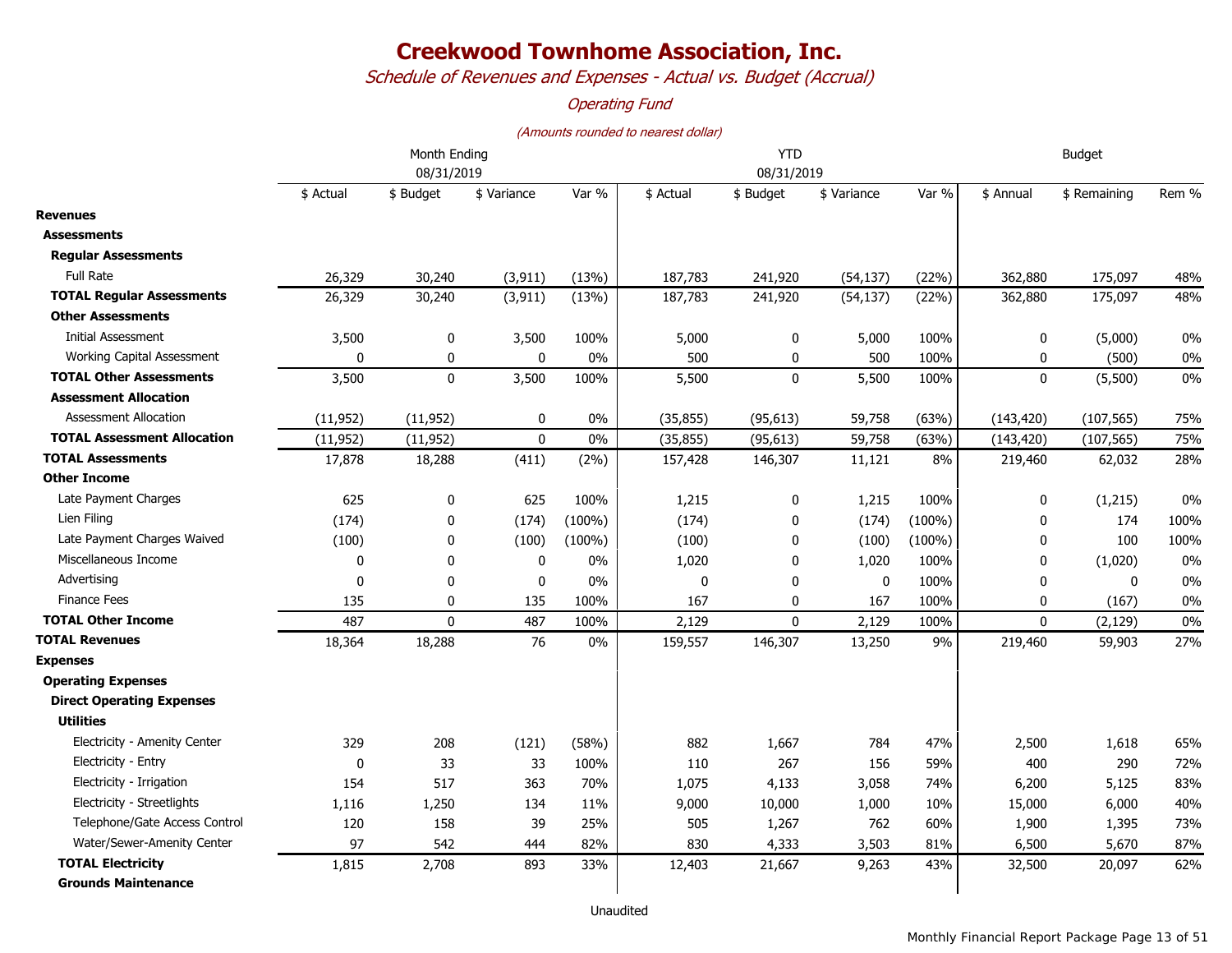# Creekwood Townhome Association, Inc.

*Schedule of Revenues and Expenses - Actual vs. Budget (Accrual)*

*Operating Fund*

*(Amounts rounded to nearest dollar)*

| | Month Ending 08/31/2019 | | | | YTD 08/31/2019 | | | | Budget | | |
|---|---|---|---|---|---|---|---|---|---|---|---|
| | $ Actual | $ Budget | $ Variance | Var % | $ Actual | $ Budget | $ Variance | Var % | $ Annual | $ Remaining | Rem % |
| **Revenues** | | | | | | | | | | | |
| **Assessments** | | | | | | | | | | | |
| **Regular Assessments** | | | | | | | | | | | |
| Full Rate | 26,329 | 30,240 | (3,911) | (13%) | 187,783 | 241,920 | (54,137) | (22%) | 362,880 | 175,097 | 48% |
| **TOTAL Regular Assessments** | 26,329 | 30,240 | (3,911) | (13%) | 187,783 | 241,920 | (54,137) | (22%) | 362,880 | 175,097 | 48% |
| **Other Assessments** | | | | | | | | | | | |
| Initial Assessment | 3,500 | 0 | 3,500 | 100% | 5,000 | 0 | 5,000 | 100% | 0 | (5,000) | 0% |
| Working Capital Assessment | 0 | 0 | 0 | 0% | 500 | 0 | 500 | 100% | 0 | (500) | 0% |
| **TOTAL Other Assessments** | 3,500 | 0 | 3,500 | 100% | 5,500 | 0 | 5,500 | 100% | 0 | (5,500) | 0% |
| **Assessment Allocation** | | | | | | | | | | | |
| Assessment Allocation | (11,952) | (11,952) | 0 | 0% | (35,855) | (95,613) | 59,758 | (63%) | (143,420) | (107,565) | 75% |
| **TOTAL Assessment Allocation** | (11,952) | (11,952) | 0 | 0% | (35,855) | (95,613) | 59,758 | (63%) | (143,420) | (107,565) | 75% |
| **TOTAL Assessments** | 17,878 | 18,288 | (411) | (2%) | 157,428 | 146,307 | 11,121 | 8% | 219,460 | 62,032 | 28% |
| **Other Income** | | | | | | | | | | | |
| Late Payment Charges | 625 | 0 | 625 | 100% | 1,215 | 0 | 1,215 | 100% | 0 | (1,215) | 0% |
| Lien Filing | (174) | 0 | (174) | (100%) | (174) | 0 | (174) | (100%) | 0 | 174 | 100% |
| Late Payment Charges Waived | (100) | 0 | (100) | (100%) | (100) | 0 | (100) | (100%) | 0 | 100 | 100% |
| Miscellaneous Income | 0 | 0 | 0 | 0% | 1,020 | 0 | 1,020 | 100% | 0 | (1,020) | 0% |
| Advertising | 0 | 0 | 0 | 0% | 0 | 0 | 0 | 100% | 0 | 0 | 0% |
| Finance Fees | 135 | 0 | 135 | 100% | 167 | 0 | 167 | 100% | 0 | (167) | 0% |
| **TOTAL Other Income** | 487 | 0 | 487 | 100% | 2,129 | 0 | 2,129 | 100% | 0 | (2,129) | 0% |
| **TOTAL Revenues** | 18,364 | 18,288 | 76 | 0% | 159,557 | 146,307 | 13,250 | 9% | 219,460 | 59,903 | 27% |
| **Expenses** | | | | | | | | | | | |
| **Operating Expenses** | | | | | | | | | | | |
| **Direct Operating Expenses** | | | | | | | | | | | |
| **Utilities** | | | | | | | | | | | |
| Electricity - Amenity Center | 329 | 208 | (121) | (58%) | 882 | 1,667 | 784 | 47% | 2,500 | 1,618 | 65% |
| Electricity - Entry | 0 | 33 | 33 | 100% | 110 | 267 | 156 | 59% | 400 | 290 | 72% |
| Electricity - Irrigation | 154 | 517 | 363 | 70% | 1,075 | 4,133 | 3,058 | 74% | 6,200 | 5,125 | 83% |
| Electricity - Streetlights | 1,116 | 1,250 | 134 | 11% | 9,000 | 10,000 | 1,000 | 10% | 15,000 | 6,000 | 40% |
| Telephone/Gate Access Control | 120 | 158 | 39 | 25% | 505 | 1,267 | 762 | 60% | 1,900 | 1,395 | 73% |
| Water/Sewer-Amenity Center | 97 | 542 | 444 | 82% | 830 | 4,333 | 3,503 | 81% | 6,500 | 5,670 | 87% |
| **TOTAL Electricity** | 1,815 | 2,708 | 893 | 33% | 12,403 | 21,667 | 9,263 | 43% | 32,500 | 20,097 | 62% |
| **Grounds Maintenance** | | | | | | | | | | | |

Unaudited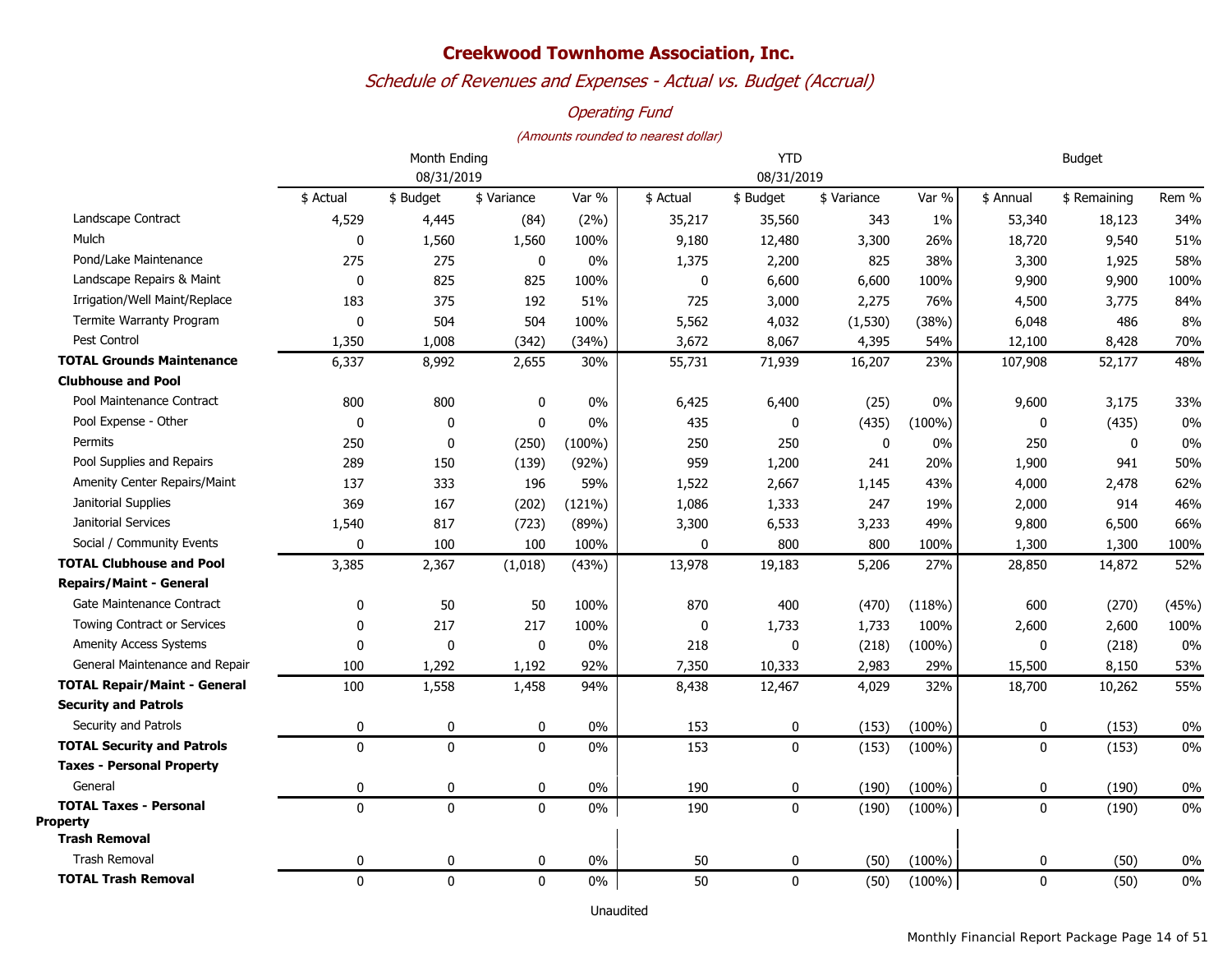# Creekwood Townhome Association, Inc.

## *Schedule of Revenues and Expenses - Actual vs. Budget (Accrual)*

### *Operating Fund*

*(Amounts rounded to nearest dollar)*

| | Month Ending 08/31/2019 | | | | YTD 08/31/2019 | | | | Budget | | |
|---|---|---|---|---|---|---|---|---|---|---|---|
| | $ Actual | $ Budget | $ Variance | Var % | $ Actual | $ Budget | $ Variance | Var % | $ Annual | $ Remaining | Rem % |
| Landscape Contract | 4,529 | 4,445 | (84) | (2%) | 35,217 | 35,560 | 343 | 1% | 53,340 | 18,123 | 34% |
| Mulch | 0 | 1,560 | 1,560 | 100% | 9,180 | 12,480 | 3,300 | 26% | 18,720 | 9,540 | 51% |
| Pond/Lake Maintenance | 275 | 275 | 0 | 0% | 1,375 | 2,200 | 825 | 38% | 3,300 | 1,925 | 58% |
| Landscape Repairs & Maint | 0 | 825 | 825 | 100% | 0 | 6,600 | 6,600 | 100% | 9,900 | 9,900 | 100% |
| Irrigation/Well Maint/Replace | 183 | 375 | 192 | 51% | 725 | 3,000 | 2,275 | 76% | 4,500 | 3,775 | 84% |
| Termite Warranty Program | 0 | 504 | 504 | 100% | 5,562 | 4,032 | (1,530) | (38%) | 6,048 | 486 | 8% |
| Pest Control | 1,350 | 1,008 | (342) | (34%) | 3,672 | 8,067 | 4,395 | 54% | 12,100 | 8,428 | 70% |
| **TOTAL Grounds Maintenance** | 6,337 | 8,992 | 2,655 | 30% | 55,731 | 71,939 | 16,207 | 23% | 107,908 | 52,177 | 48% |
| **Clubhouse and Pool** | | | | | | | | | | | |
| Pool Maintenance Contract | 800 | 800 | 0 | 0% | 6,425 | 6,400 | (25) | 0% | 9,600 | 3,175 | 33% |
| Pool Expense - Other | 0 | 0 | 0 | 0% | 435 | 0 | (435) | (100%) | 0 | (435) | 0% |
| Permits | 250 | 0 | (250) | (100%) | 250 | 250 | 0 | 0% | 250 | 0 | 0% |
| Pool Supplies and Repairs | 289 | 150 | (139) | (92%) | 959 | 1,200 | 241 | 20% | 1,900 | 941 | 50% |
| Amenity Center Repairs/Maint | 137 | 333 | 196 | 59% | 1,522 | 2,667 | 1,145 | 43% | 4,000 | 2,478 | 62% |
| Janitorial Supplies | 369 | 167 | (202) | (121%) | 1,086 | 1,333 | 247 | 19% | 2,000 | 914 | 46% |
| Janitorial Services | 1,540 | 817 | (723) | (89%) | 3,300 | 6,533 | 3,233 | 49% | 9,800 | 6,500 | 66% |
| Social / Community Events | 0 | 100 | 100 | 100% | 0 | 800 | 800 | 100% | 1,300 | 1,300 | 100% |
| **TOTAL Clubhouse and Pool** | 3,385 | 2,367 | (1,018) | (43%) | 13,978 | 19,183 | 5,206 | 27% | 28,850 | 14,872 | 52% |
| **Repairs/Maint - General** | | | | | | | | | | | |
| Gate Maintenance Contract | 0 | 50 | 50 | 100% | 870 | 400 | (470) | (118%) | 600 | (270) | (45%) |
| Towing Contract or Services | 0 | 217 | 217 | 100% | 0 | 1,733 | 1,733 | 100% | 2,600 | 2,600 | 100% |
| Amenity Access Systems | 0 | 0 | 0 | 0% | 218 | 0 | (218) | (100%) | 0 | (218) | 0% |
| General Maintenance and Repair | 100 | 1,292 | 1,192 | 92% | 7,350 | 10,333 | 2,983 | 29% | 15,500 | 8,150 | 53% |
| **TOTAL Repair/Maint - General** | 100 | 1,558 | 1,458 | 94% | 8,438 | 12,467 | 4,029 | 32% | 18,700 | 10,262 | 55% |
| **Security and Patrols** | | | | | | | | | | | |
| Security and Patrols | 0 | 0 | 0 | 0% | 153 | 0 | (153) | (100%) | 0 | (153) | 0% |
| **TOTAL Security and Patrols** | 0 | 0 | 0 | 0% | 153 | 0 | (153) | (100%) | 0 | (153) | 0% |
| **Taxes - Personal Property** | | | | | | | | | | | |
| General | 0 | 0 | 0 | 0% | 190 | 0 | (190) | (100%) | 0 | (190) | 0% |
| **TOTAL Taxes - Personal Property** | 0 | 0 | 0 | 0% | 190 | 0 | (190) | (100%) | 0 | (190) | 0% |
| **Trash Removal** | | | | | | | | | | | |
| Trash Removal | 0 | 0 | 0 | 0% | 50 | 0 | (50) | (100%) | 0 | (50) | 0% |
| **TOTAL Trash Removal** | 0 | 0 | 0 | 0% | 50 | 0 | (50) | (100%) | 0 | (50) | 0% |

Unaudited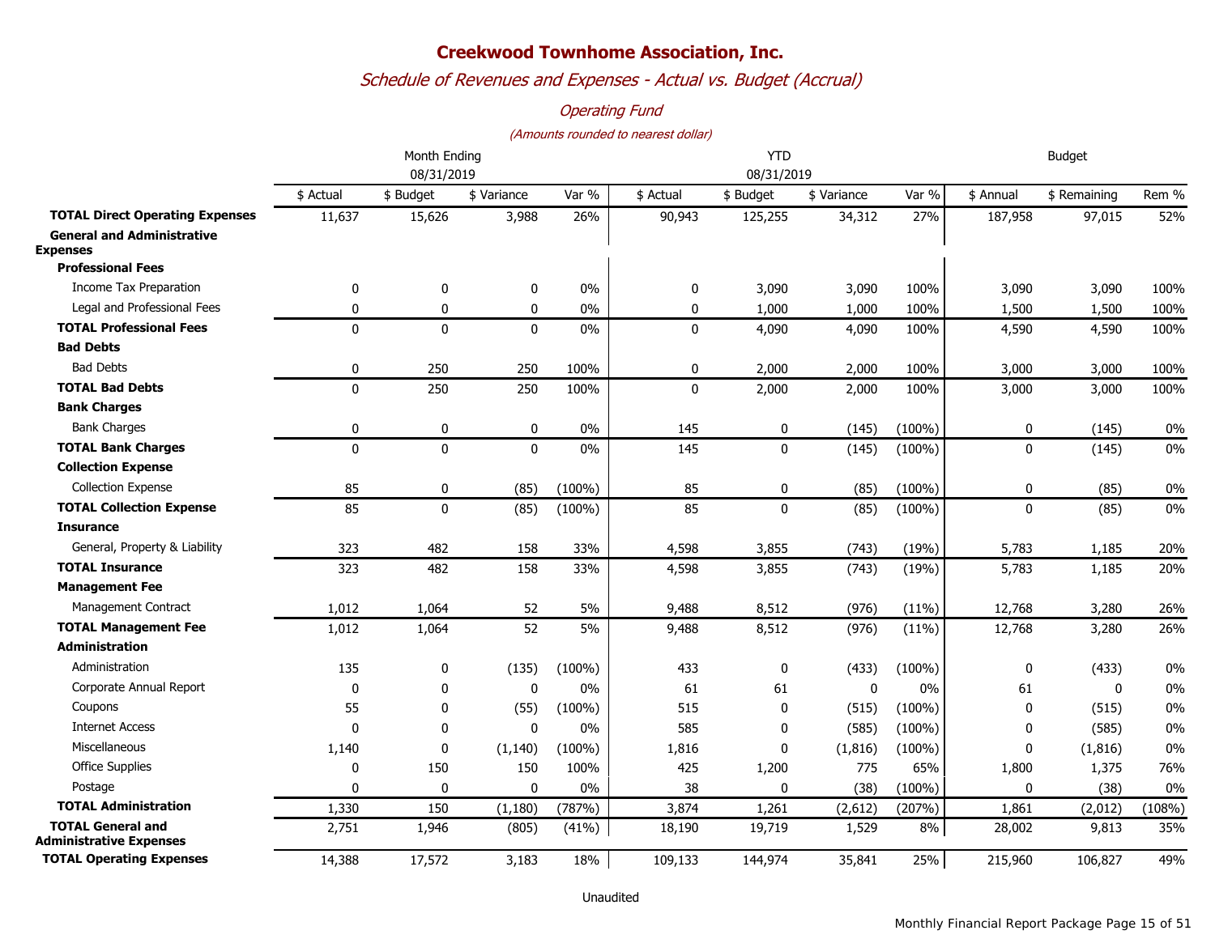# Creekwood Townhome Association, Inc.

## *Schedule of Revenues and Expenses - Actual vs. Budget (Accrual)*

### *Operating Fund*

*(Amounts rounded to nearest dollar)*

| | Month Ending 08/31/2019 | | | | YTD 08/31/2019 | | | | Budget | | |
|---|---|---|---|---|---|---|---|---|---|---|---|
| | $ Actual | $ Budget | $ Variance | Var % | $ Actual | $ Budget | $ Variance | Var % | $ Annual | $ Remaining | Rem % |
| **TOTAL Direct Operating Expenses** | 11,637 | 15,626 | 3,988 | 26% | 90,943 | 125,255 | 34,312 | 27% | 187,958 | 97,015 | 52% |
| **General and Administrative Expenses** | | | | | | | | | | | |
| **Professional Fees** | | | | | | | | | | | |
| Income Tax Preparation | 0 | 0 | 0 | 0% | 0 | 3,090 | 3,090 | 100% | 3,090 | 3,090 | 100% |
| Legal and Professional Fees | 0 | 0 | 0 | 0% | 0 | 1,000 | 1,000 | 100% | 1,500 | 1,500 | 100% |
| **TOTAL Professional Fees** | 0 | 0 | 0 | 0% | 0 | 4,090 | 4,090 | 100% | 4,590 | 4,590 | 100% |
| **Bad Debts** | | | | | | | | | | | |
| Bad Debts | 0 | 250 | 250 | 100% | 0 | 2,000 | 2,000 | 100% | 3,000 | 3,000 | 100% |
| **TOTAL Bad Debts** | 0 | 250 | 250 | 100% | 0 | 2,000 | 2,000 | 100% | 3,000 | 3,000 | 100% |
| **Bank Charges** | | | | | | | | | | | |
| Bank Charges | 0 | 0 | 0 | 0% | 145 | 0 | (145) | (100%) | 0 | (145) | 0% |
| **TOTAL Bank Charges** | 0 | 0 | 0 | 0% | 145 | 0 | (145) | (100%) | 0 | (145) | 0% |
| **Collection Expense** | | | | | | | | | | | |
| Collection Expense | 85 | 0 | (85) | (100%) | 85 | 0 | (85) | (100%) | 0 | (85) | 0% |
| **TOTAL Collection Expense** | 85 | 0 | (85) | (100%) | 85 | 0 | (85) | (100%) | 0 | (85) | 0% |
| **Insurance** | | | | | | | | | | | |
| General, Property & Liability | 323 | 482 | 158 | 33% | 4,598 | 3,855 | (743) | (19%) | 5,783 | 1,185 | 20% |
| **TOTAL Insurance** | 323 | 482 | 158 | 33% | 4,598 | 3,855 | (743) | (19%) | 5,783 | 1,185 | 20% |
| **Management Fee** | | | | | | | | | | | |
| Management Contract | 1,012 | 1,064 | 52 | 5% | 9,488 | 8,512 | (976) | (11%) | 12,768 | 3,280 | 26% |
| **TOTAL Management Fee** | 1,012 | 1,064 | 52 | 5% | 9,488 | 8,512 | (976) | (11%) | 12,768 | 3,280 | 26% |
| **Administration** | | | | | | | | | | | |
| Administration | 135 | 0 | (135) | (100%) | 433 | 0 | (433) | (100%) | 0 | (433) | 0% |
| Corporate Annual Report | 0 | 0 | 0 | 0% | 61 | 61 | 0 | 0% | 61 | 0 | 0% |
| Coupons | 55 | 0 | (55) | (100%) | 515 | 0 | (515) | (100%) | 0 | (515) | 0% |
| Internet Access | 0 | 0 | 0 | 0% | 585 | 0 | (585) | (100%) | 0 | (585) | 0% |
| Miscellaneous | 1,140 | 0 | (1,140) | (100%) | 1,816 | 0 | (1,816) | (100%) | 0 | (1,816) | 0% |
| Office Supplies | 0 | 150 | 150 | 100% | 425 | 1,200 | 775 | 65% | 1,800 | 1,375 | 76% |
| Postage | 0 | 0 | 0 | 0% | 38 | 0 | (38) | (100%) | 0 | (38) | 0% |
| **TOTAL Administration** | 1,330 | 150 | (1,180) | (787%) | 3,874 | 1,261 | (2,612) | (207%) | 1,861 | (2,012) | (108%) |
| **TOTAL General and Administrative Expenses** | 2,751 | 1,946 | (805) | (41%) | 18,190 | 19,719 | 1,529 | 8% | 28,002 | 9,813 | 35% |
| **TOTAL Operating Expenses** | 14,388 | 17,572 | 3,183 | 18% | 109,133 | 144,974 | 35,841 | 25% | 215,960 | 106,827 | 49% |

Unaudited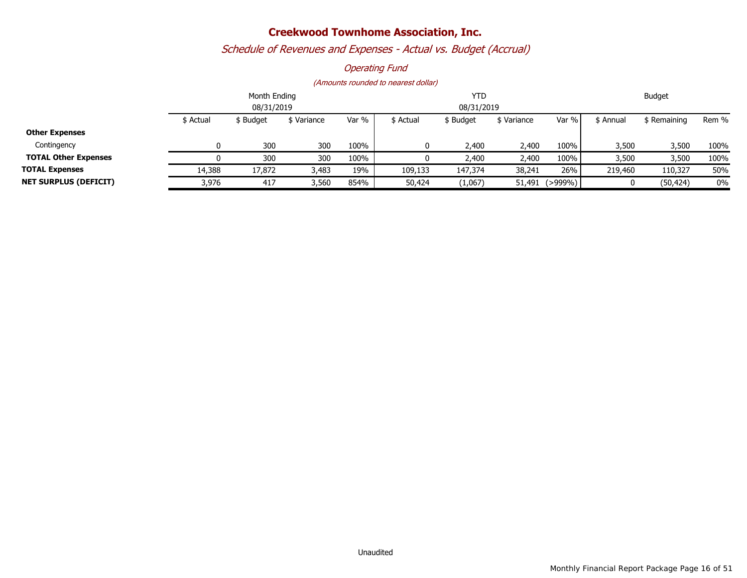# Creekwood Townhome Association, Inc.

*Schedule of Revenues and Expenses - Actual vs. Budget (Accrual)*

*Operating Fund*

*(Amounts rounded to nearest dollar)*

| | Month Ending 08/31/2019 | | | | YTD 08/31/2019 | | | | Budget | | |
|---|---|---|---|---|---|---|---|---|---|---|---|
| | $ Actual | $ Budget | $ Variance | Var % | $ Actual | $ Budget | $ Variance | Var % | $ Annual | $ Remaining | Rem % |
| **Other Expenses** | | | | | | | | | | | |
| Contingency | 0 | 300 | 300 | 100% | 0 | 2,400 | 2,400 | 100% | 3,500 | 3,500 | 100% |
| **TOTAL Other Expenses** | 0 | 300 | 300 | 100% | 0 | 2,400 | 2,400 | 100% | 3,500 | 3,500 | 100% |
| **TOTAL Expenses** | 14,388 | 17,872 | 3,483 | 19% | 109,133 | 147,374 | 38,241 | 26% | 219,460 | 110,327 | 50% |
| **NET SURPLUS (DEFICIT)** | 3,976 | 417 | 3,560 | 854% | 50,424 | (1,067) | 51,491 | (>999%) | 0 | (50,424) | 0% |

Unaudited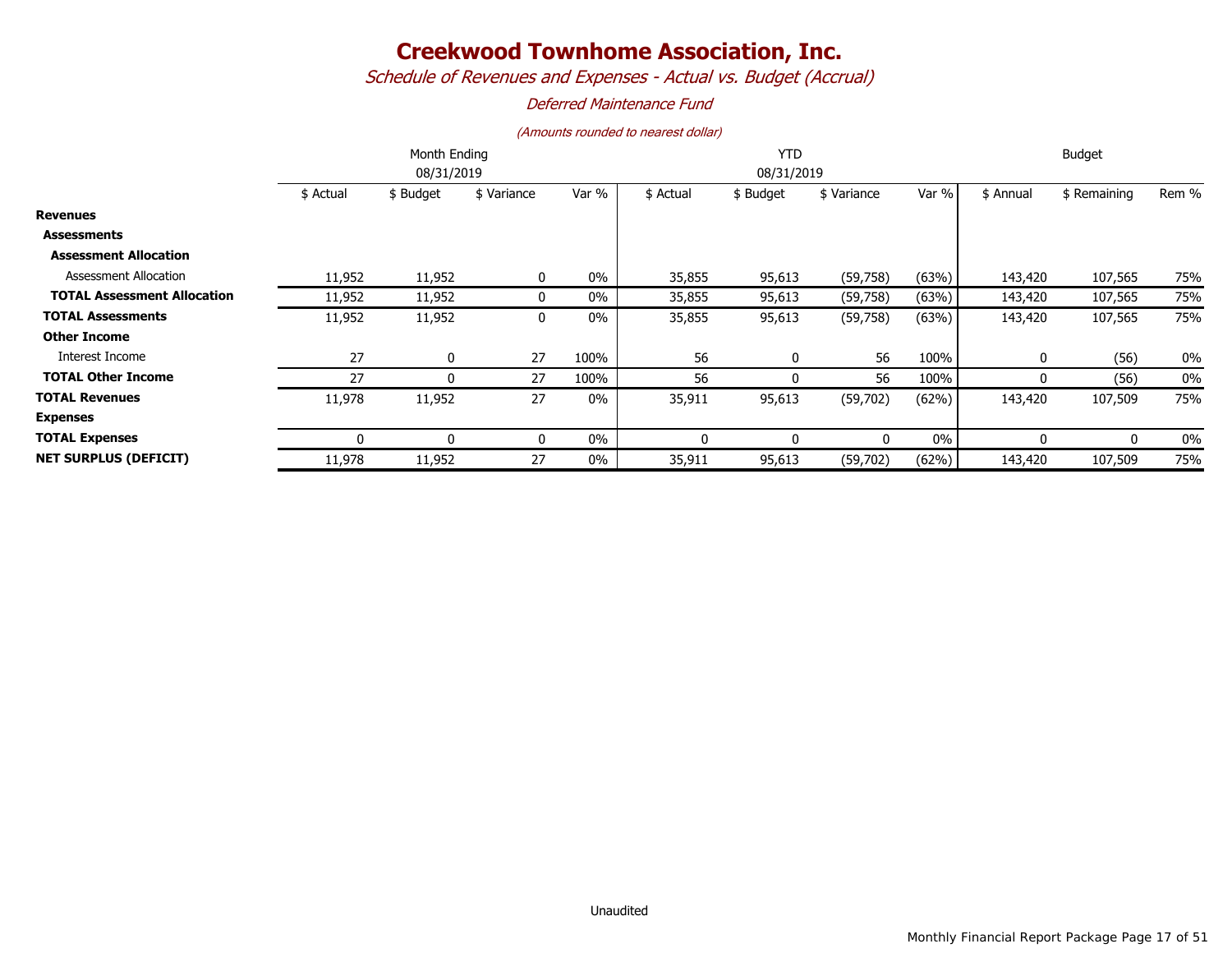# Creekwood Townhome Association, Inc.

*Schedule of Revenues and Expenses - Actual vs. Budget (Accrual)*

*Deferred Maintenance Fund*

*(Amounts rounded to nearest dollar)*

| | Month Ending 08/31/2019 | | | | YTD 08/31/2019 | | | | Budget | | |
|---|---|---|---|---|---|---|---|---|---|---|---|
| | $ Actual | $ Budget | $ Variance | Var % | $ Actual | $ Budget | $ Variance | Var % | $ Annual | $ Remaining | Rem % |
| **Revenues** | | | | | | | | | | | |
| **Assessments** | | | | | | | | | | | |
| **Assessment Allocation** | | | | | | | | | | | |
| Assessment Allocation | 11,952 | 11,952 | 0 | 0% | 35,855 | 95,613 | (59,758) | (63%) | 143,420 | 107,565 | 75% |
| **TOTAL Assessment Allocation** | 11,952 | 11,952 | 0 | 0% | 35,855 | 95,613 | (59,758) | (63%) | 143,420 | 107,565 | 75% |
| **TOTAL Assessments** | 11,952 | 11,952 | 0 | 0% | 35,855 | 95,613 | (59,758) | (63%) | 143,420 | 107,565 | 75% |
| **Other Income** | | | | | | | | | | | |
| Interest Income | 27 | 0 | 27 | 100% | 56 | 0 | 56 | 100% | 0 | (56) | 0% |
| **TOTAL Other Income** | 27 | 0 | 27 | 100% | 56 | 0 | 56 | 100% | 0 | (56) | 0% |
| **TOTAL Revenues** | 11,978 | 11,952 | 27 | 0% | 35,911 | 95,613 | (59,702) | (62%) | 143,420 | 107,509 | 75% |
| **Expenses** | | | | | | | | | | | |
| **TOTAL Expenses** | 0 | 0 | 0 | 0% | 0 | 0 | 0 | 0% | 0 | 0 | 0% |
| **NET SURPLUS (DEFICIT)** | 11,978 | 11,952 | 27 | 0% | 35,911 | 95,613 | (59,702) | (62%) | 143,420 | 107,509 | 75% |

Unaudited